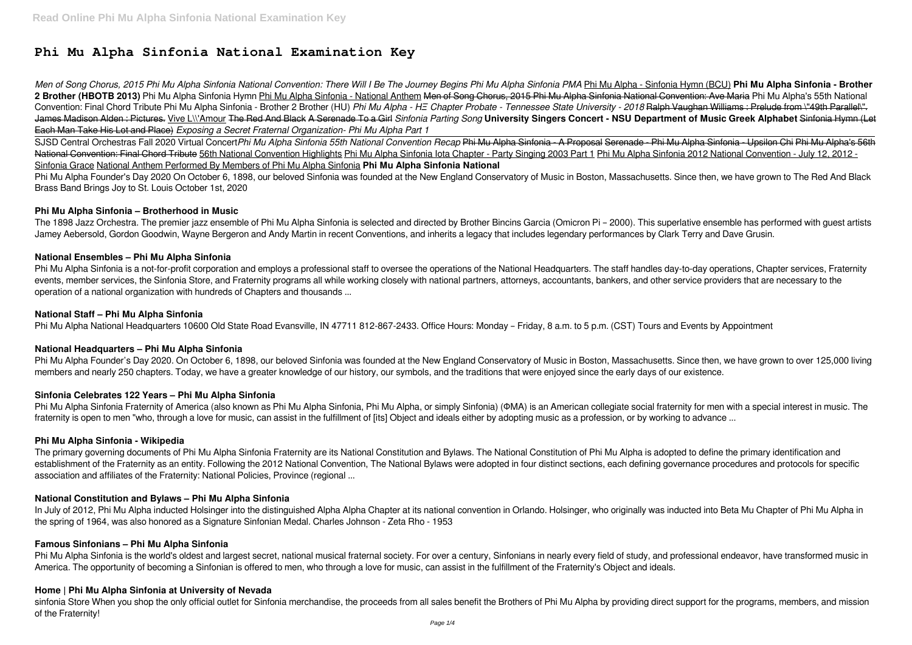# Phi Mu Alpha Sinfonia National Examination Key

*Men of Song Chorus, 2015 Phi Mu Alpha Sinfonia National Convention: There Will I Be The Journey Begins Phi Mu Alpha Sinfonia PMA* Phi Mu Alpha - Sinfonia Hymn (BCU) **Phi Mu Alpha Sinfonia - Brother 2 Brother (HBOTB 2013)** Phi Mu Alpha Sinfonia Hymn Phi Mu Alpha Sinfonia - National Anthem ~~Men of Song Chorus, 2015 Phi Mu Alpha Sinfonia National Convention: Ave Maria~~ Phi Mu Alpha's 55th National Convention: Final Chord Tribute Phi Mu Alpha Sinfonia - Brother 2 Brother (HU) *Phi Mu Alpha - HΞ Chapter Probate - Tennessee State University - 2018* ~~Ralph Vaughan Williams : Prelude from \"49th Parallel\". James Madison Alden : Pictures.~~ Vive L\\'Amour ~~The Red And Black~~ ~~A Serenade To a Girl~~ *Sinfonia Parting Song* **University Singers Concert - NSU Department of Music Greek Alphabet** Sinfonia Hymn (Let Each Man Take His Lot and Place) *Exposing a Secret Fraternal Organization- Phi Mu Alpha Part 1*

SJSD Central Orchestras Fall 2020 Virtual Concert*Phi Mu Alpha Sinfonia 55th National Convention Recap* ~~Phi Mu Alpha Sinfonia - A Proposal~~ ~~Serenade - Phi Mu Alpha Sinfonia - Upsilon Chi~~ ~~Phi Mu Alpha's 56th National Convention: Final Chord Tribute~~ 56th National Convention Highlights Phi Mu Alpha Sinfonia Iota Chapter - Party Singing 2003 Part 1 Phi Mu Alpha Sinfonia 2012 National Convention - July 12, 2012 - Sinfonia Grace National Anthem Performed By Members of Phi Mu Alpha Sinfonia **Phi Mu Alpha Sinfonia National**

Phi Mu Alpha Founder's Day 2020 On October 6, 1898, our beloved Sinfonia was founded at the New England Conservatory of Music in Boston, Massachusetts. Since then, we have grown to The Red And Black Brass Band Brings Joy to St. Louis October 1st, 2020

## Phi Mu Alpha Sinfonia – Brotherhood in Music

The 1898 Jazz Orchestra. The premier jazz ensemble of Phi Mu Alpha Sinfonia is selected and directed by Brother Bincins Garcia (Omicron Pi – 2000). This superlative ensemble has performed with guest artists Jamey Aebersold, Gordon Goodwin, Wayne Bergeron and Andy Martin in recent Conventions, and inherits a legacy that includes legendary performances by Clark Terry and Dave Grusin.

## National Ensembles – Phi Mu Alpha Sinfonia

Phi Mu Alpha Sinfonia is a not-for-profit corporation and employs a professional staff to oversee the operations of the National Headquarters. The staff handles day-to-day operations, Chapter services, Fraternity events, member services, the Sinfonia Store, and Fraternity programs all while working closely with national partners, attorneys, accountants, bankers, and other service providers that are necessary to the operation of a national organization with hundreds of Chapters and thousands ...

## National Staff – Phi Mu Alpha Sinfonia

Phi Mu Alpha National Headquarters 10600 Old State Road Evansville, IN 47711 812-867-2433. Office Hours: Monday – Friday, 8 a.m. to 5 p.m. (CST) Tours and Events by Appointment

## National Headquarters – Phi Mu Alpha Sinfonia

Phi Mu Alpha Founder's Day 2020. On October 6, 1898, our beloved Sinfonia was founded at the New England Conservatory of Music in Boston, Massachusetts. Since then, we have grown to over 125,000 living members and nearly 250 chapters. Today, we have a greater knowledge of our history, our symbols, and the traditions that were enjoyed since the early days of our existence.

## Sinfonia Celebrates 122 Years – Phi Mu Alpha Sinfonia

Phi Mu Alpha Sinfonia Fraternity of America (also known as Phi Mu Alpha Sinfonia, Phi Mu Alpha, or simply Sinfonia) (ΦΜΑ) is an American collegiate social fraternity for men with a special interest in music. The fraternity is open to men "who, through a love for music, can assist in the fulfillment of [its] Object and ideals either by adopting music as a profession, or by working to advance ...

## Phi Mu Alpha Sinfonia - Wikipedia

The primary governing documents of Phi Mu Alpha Sinfonia Fraternity are its National Constitution and Bylaws. The National Constitution of Phi Mu Alpha is adopted to define the primary identification and establishment of the Fraternity as an entity. Following the 2012 National Convention, The National Bylaws were adopted in four distinct sections, each defining governance procedures and protocols for specific association and affiliates of the Fraternity: National Policies, Province (regional ...

## National Constitution and Bylaws – Phi Mu Alpha Sinfonia

In July of 2012, Phi Mu Alpha inducted Holsinger into the distinguished Alpha Alpha Chapter at its national convention in Orlando. Holsinger, who originally was inducted into Beta Mu Chapter of Phi Mu Alpha in the spring of 1964, was also honored as a Signature Sinfonian Medal. Charles Johnson - Zeta Rho - 1953

## Famous Sinfonians – Phi Mu Alpha Sinfonia

Phi Mu Alpha Sinfonia is the world's oldest and largest secret, national musical fraternal society. For over a century, Sinfonians in nearly every field of study, and professional endeavor, have transformed music in America. The opportunity of becoming a Sinfonian is offered to men, who through a love for music, can assist in the fulfillment of the Fraternity's Object and ideals.

## Home | Phi Mu Alpha Sinfonia at University of Nevada

sinfonia Store When you shop the only official outlet for Sinfonia merchandise, the proceeds from all sales benefit the Brothers of Phi Mu Alpha by providing direct support for the programs, members, and mission of the Fraternity!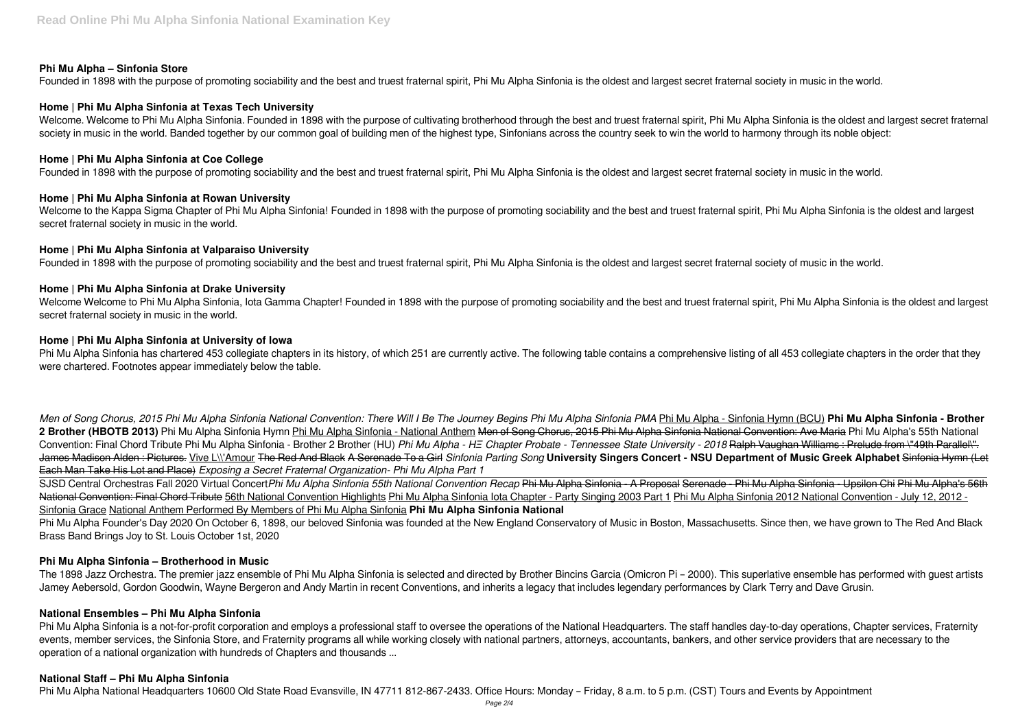### Phi Mu Alpha – Sinfonia Store

Founded in 1898 with the purpose of promoting sociability and the best and truest fraternal spirit, Phi Mu Alpha Sinfonia is the oldest and largest secret fraternal society in music in the world.

### Home | Phi Mu Alpha Sinfonia at Texas Tech University

Welcome. Welcome to Phi Mu Alpha Sinfonia. Founded in 1898 with the purpose of cultivating brotherhood through the best and truest fraternal spirit, Phi Mu Alpha Sinfonia is the oldest and largest secret fraternal society in music in the world. Banded together by our common goal of building men of the highest type, Sinfonians across the country seek to win the world to harmony through its noble object:

### Home | Phi Mu Alpha Sinfonia at Coe College

Founded in 1898 with the purpose of promoting sociability and the best and truest fraternal spirit, Phi Mu Alpha Sinfonia is the oldest and largest secret fraternal society in music in the world.

### Home | Phi Mu Alpha Sinfonia at Rowan University

Welcome to the Kappa Sigma Chapter of Phi Mu Alpha Sinfonia! Founded in 1898 with the purpose of promoting sociability and the best and truest fraternal spirit, Phi Mu Alpha Sinfonia is the oldest and largest secret fraternal society in music in the world.

### Home | Phi Mu Alpha Sinfonia at Valparaiso University

Founded in 1898 with the purpose of promoting sociability and the best and truest fraternal spirit, Phi Mu Alpha Sinfonia is the oldest and largest secret fraternal society of music in the world.

### Home | Phi Mu Alpha Sinfonia at Drake University

Welcome Welcome to Phi Mu Alpha Sinfonia, Iota Gamma Chapter! Founded in 1898 with the purpose of promoting sociability and the best and truest fraternal spirit, Phi Mu Alpha Sinfonia is the oldest and largest secret fraternal society in music in the world.

### Home | Phi Mu Alpha Sinfonia at University of Iowa

Phi Mu Alpha Sinfonia has chartered 453 collegiate chapters in its history, of which 251 are currently active. The following table contains a comprehensive listing of all 453 collegiate chapters in the order that they were chartered. Footnotes appear immediately below the table.

*Men of Song Chorus, 2015 Phi Mu Alpha Sinfonia National Convention: There Will I Be The Journey Begins Phi Mu Alpha Sinfonia PMA* Phi Mu Alpha - Sinfonia Hymn (BCU) **Phi Mu Alpha Sinfonia - Brother 2 Brother (HBOTB 2013)** Phi Mu Alpha Sinfonia Hymn Phi Mu Alpha Sinfonia - National Anthem ~~Men of Song Chorus, 2015 Phi Mu Alpha Sinfonia National Convention: Ave Maria~~ Phi Mu Alpha's 55th National Convention: Final Chord Tribute Phi Mu Alpha Sinfonia - Brother 2 Brother (HU) *Phi Mu Alpha - HΞ Chapter Probate - Tennessee State University - 2018* ~~Ralph Vaughan Williams : Prelude from \"49th Parallel\". James Madison Alden : Pictures.~~ Vive L\\'Amour ~~The Red And Black A Serenade To a Girl~~ *Sinfonia Parting Song* **University Singers Concert - NSU Department of Music Greek Alphabet** ~~Sinfonia Hymn (Let Each Man Take His Lot and Place)~~ *Exposing a Secret Fraternal Organization- Phi Mu Alpha Part 1*

SJSD Central Orchestras Fall 2020 Virtual Concert*Phi Mu Alpha Sinfonia 55th National Convention Recap* ~~Phi Mu Alpha Sinfonia - A Proposal Serenade - Phi Mu Alpha Sinfonia - Upsilon Chi Phi Mu Alpha's 56th National Convention: Final Chord Tribute~~ 56th National Convention Highlights Phi Mu Alpha Sinfonia Iota Chapter - Party Singing 2003 Part 1 Phi Mu Alpha Sinfonia 2012 National Convention - July 12, 2012 - Sinfonia Grace National Anthem Performed By Members of Phi Mu Alpha Sinfonia **Phi Mu Alpha Sinfonia National**

Phi Mu Alpha Founder's Day 2020 On October 6, 1898, our beloved Sinfonia was founded at the New England Conservatory of Music in Boston, Massachusetts. Since then, we have grown to The Red And Black Brass Band Brings Joy to St. Louis October 1st, 2020

### Phi Mu Alpha Sinfonia – Brotherhood in Music

The 1898 Jazz Orchestra. The premier jazz ensemble of Phi Mu Alpha Sinfonia is selected and directed by Brother Bincins Garcia (Omicron Pi – 2000). This superlative ensemble has performed with guest artists Jamey Aebersold, Gordon Goodwin, Wayne Bergeron and Andy Martin in recent Conventions, and inherits a legacy that includes legendary performances by Clark Terry and Dave Grusin.

### National Ensembles – Phi Mu Alpha Sinfonia

Phi Mu Alpha Sinfonia is a not-for-profit corporation and employs a professional staff to oversee the operations of the National Headquarters. The staff handles day-to-day operations, Chapter services, Fraternity events, member services, the Sinfonia Store, and Fraternity programs all while working closely with national partners, attorneys, accountants, bankers, and other service providers that are necessary to the operation of a national organization with hundreds of Chapters and thousands ...

### National Staff – Phi Mu Alpha Sinfonia

Phi Mu Alpha National Headquarters 10600 Old State Road Evansville, IN 47711 812-867-2433. Office Hours: Monday – Friday, 8 a.m. to 5 p.m. (CST) Tours and Events by Appointment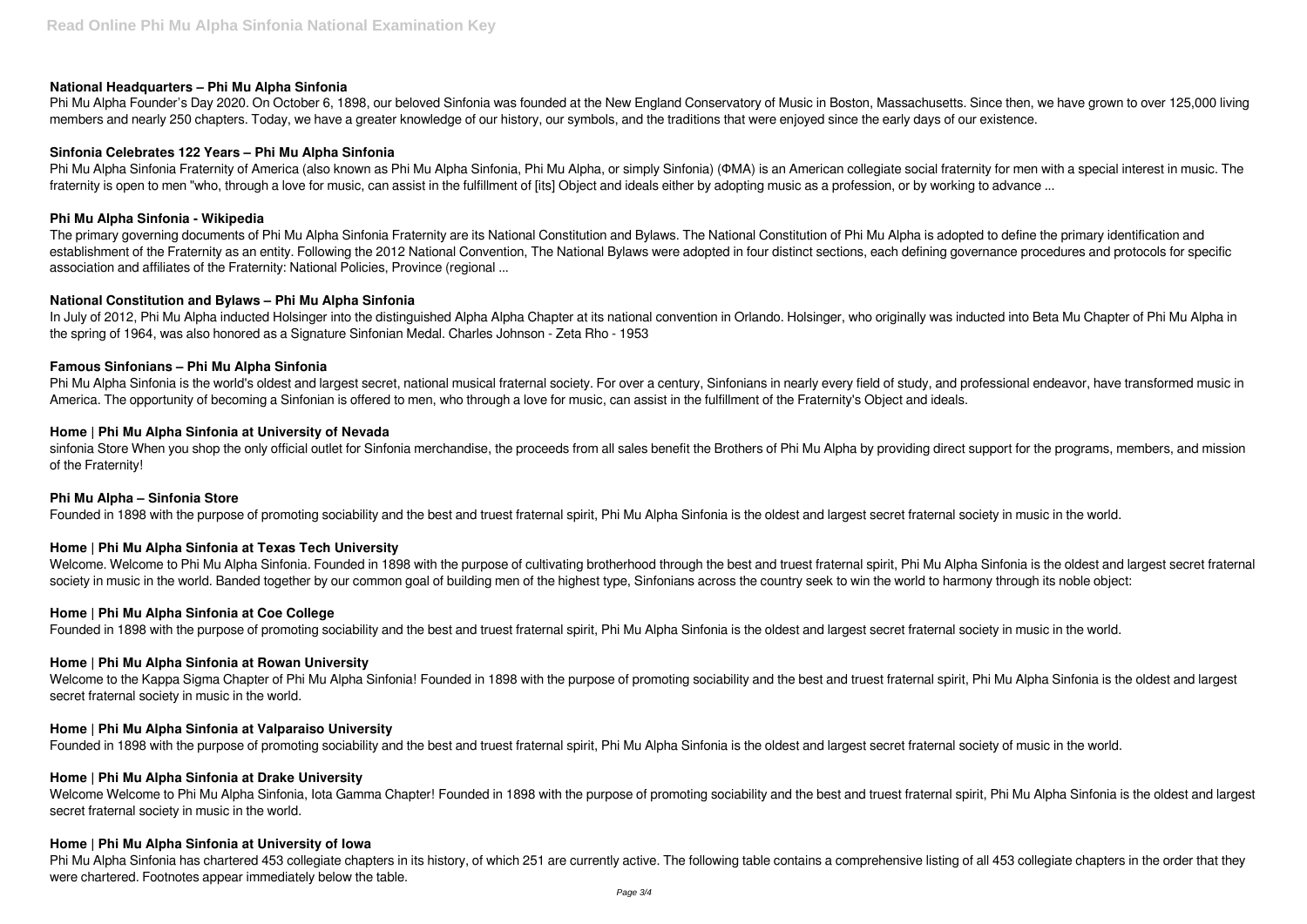### National Headquarters – Phi Mu Alpha Sinfonia

Phi Mu Alpha Founder's Day 2020. On October 6, 1898, our beloved Sinfonia was founded at the New England Conservatory of Music in Boston, Massachusetts. Since then, we have grown to over 125,000 living members and nearly 250 chapters. Today, we have a greater knowledge of our history, our symbols, and the traditions that were enjoyed since the early days of our existence.

### Sinfonia Celebrates 122 Years – Phi Mu Alpha Sinfonia

Phi Mu Alpha Sinfonia Fraternity of America (also known as Phi Mu Alpha Sinfonia, Phi Mu Alpha, or simply Sinfonia) (ΦΜΑ) is an American collegiate social fraternity for men with a special interest in music. The fraternity is open to men "who, through a love for music, can assist in the fulfillment of [its] Object and ideals either by adopting music as a profession, or by working to advance ...

### Phi Mu Alpha Sinfonia - Wikipedia

The primary governing documents of Phi Mu Alpha Sinfonia Fraternity are its National Constitution and Bylaws. The National Constitution of Phi Mu Alpha is adopted to define the primary identification and establishment of the Fraternity as an entity. Following the 2012 National Convention, The National Bylaws were adopted in four distinct sections, each defining governance procedures and protocols for specific association and affiliates of the Fraternity: National Policies, Province (regional ...

### National Constitution and Bylaws – Phi Mu Alpha Sinfonia

In July of 2012, Phi Mu Alpha inducted Holsinger into the distinguished Alpha Alpha Chapter at its national convention in Orlando. Holsinger, who originally was inducted into Beta Mu Chapter of Phi Mu Alpha in the spring of 1964, was also honored as a Signature Sinfonian Medal. Charles Johnson - Zeta Rho - 1953

### Famous Sinfonians – Phi Mu Alpha Sinfonia

Phi Mu Alpha Sinfonia is the world's oldest and largest secret, national musical fraternal society. For over a century, Sinfonians in nearly every field of study, and professional endeavor, have transformed music in America. The opportunity of becoming a Sinfonian is offered to men, who through a love for music, can assist in the fulfillment of the Fraternity's Object and ideals.

### Home | Phi Mu Alpha Sinfonia at University of Nevada

sinfonia Store When you shop the only official outlet for Sinfonia merchandise, the proceeds from all sales benefit the Brothers of Phi Mu Alpha by providing direct support for the programs, members, and mission of the Fraternity!

### Phi Mu Alpha – Sinfonia Store

Founded in 1898 with the purpose of promoting sociability and the best and truest fraternal spirit, Phi Mu Alpha Sinfonia is the oldest and largest secret fraternal society in music in the world.

### Home | Phi Mu Alpha Sinfonia at Texas Tech University

Welcome. Welcome to Phi Mu Alpha Sinfonia. Founded in 1898 with the purpose of cultivating brotherhood through the best and truest fraternal spirit, Phi Mu Alpha Sinfonia is the oldest and largest secret fraternal society in music in the world. Banded together by our common goal of building men of the highest type, Sinfonians across the country seek to win the world to harmony through its noble object:

### Home | Phi Mu Alpha Sinfonia at Coe College

Founded in 1898 with the purpose of promoting sociability and the best and truest fraternal spirit, Phi Mu Alpha Sinfonia is the oldest and largest secret fraternal society in music in the world.

### Home | Phi Mu Alpha Sinfonia at Rowan University

Welcome to the Kappa Sigma Chapter of Phi Mu Alpha Sinfonia! Founded in 1898 with the purpose of promoting sociability and the best and truest fraternal spirit, Phi Mu Alpha Sinfonia is the oldest and largest secret fraternal society in music in the world.

### Home | Phi Mu Alpha Sinfonia at Valparaiso University

Founded in 1898 with the purpose of promoting sociability and the best and truest fraternal spirit, Phi Mu Alpha Sinfonia is the oldest and largest secret fraternal society of music in the world.

### Home | Phi Mu Alpha Sinfonia at Drake University

Welcome Welcome to Phi Mu Alpha Sinfonia, Iota Gamma Chapter! Founded in 1898 with the purpose of promoting sociability and the best and truest fraternal spirit, Phi Mu Alpha Sinfonia is the oldest and largest secret fraternal society in music in the world.

### Home | Phi Mu Alpha Sinfonia at University of Iowa

Phi Mu Alpha Sinfonia has chartered 453 collegiate chapters in its history, of which 251 are currently active. The following table contains a comprehensive listing of all 453 collegiate chapters in the order that they were chartered. Footnotes appear immediately below the table.